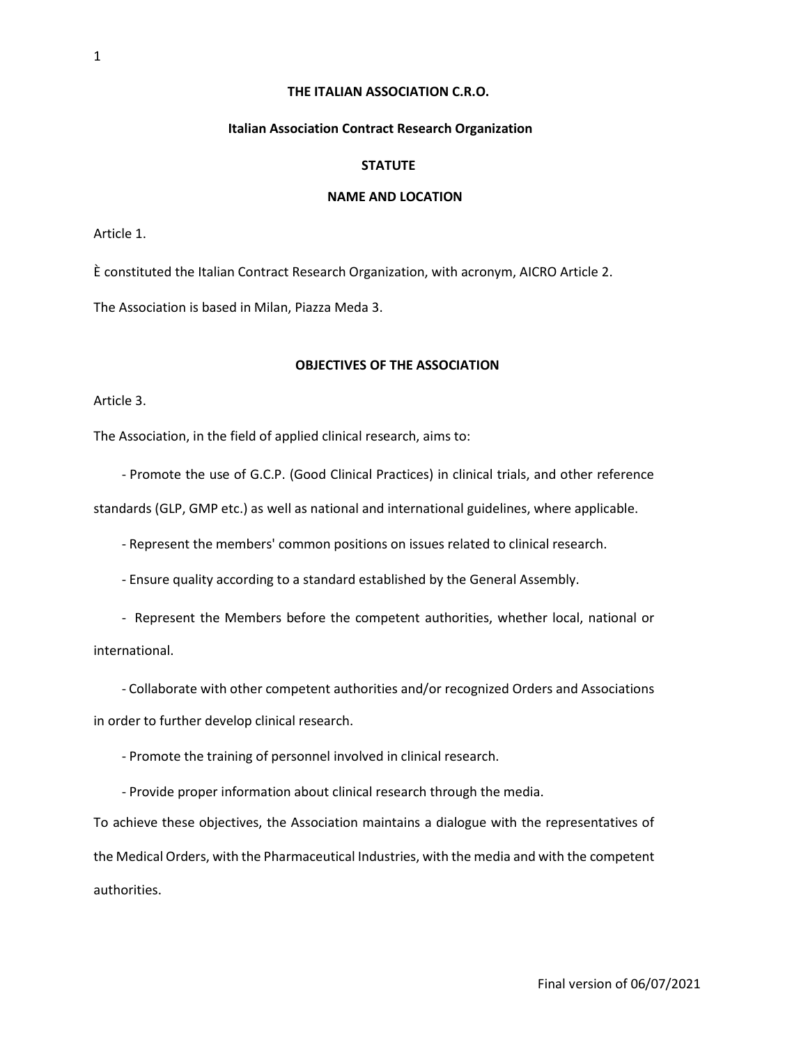# THE ITALIAN ASSOCIATION C.R.O.

## Italian Association Contract Research Organization

## STATUTE

## NAME AND LOCATION

Article 1.

È constituted the Italian Contract Research Organization, with acronym, AICRO Article 2.

The Association is based in Milan, Piazza Meda 3.

## OBJECTIVES OF THE ASSOCIATION

Article 3.

The Association, in the field of applied clinical research, aims to:

- Promote the use of G.C.P. (Good Clinical Practices) in clinical trials, and other reference standards (GLP, GMP etc.) as well as national and international guidelines, where applicable.
- Represent the members' common positions on issues related to clinical research.
- Ensure quality according to a standard established by the General Assembly.
- Represent the Members before the competent authorities, whether local, national or international.
- Collaborate with other competent authorities and/or recognized Orders and Associations in order to further develop clinical research.
- Promote the training of personnel involved in clinical research.
- Provide proper information about clinical research through the media.

To achieve these objectives, the Association maintains a dialogue with the representatives of the Medical Orders, with the Pharmaceutical Industries, with the media and with the competent authorities.

Final version of 06/07/2021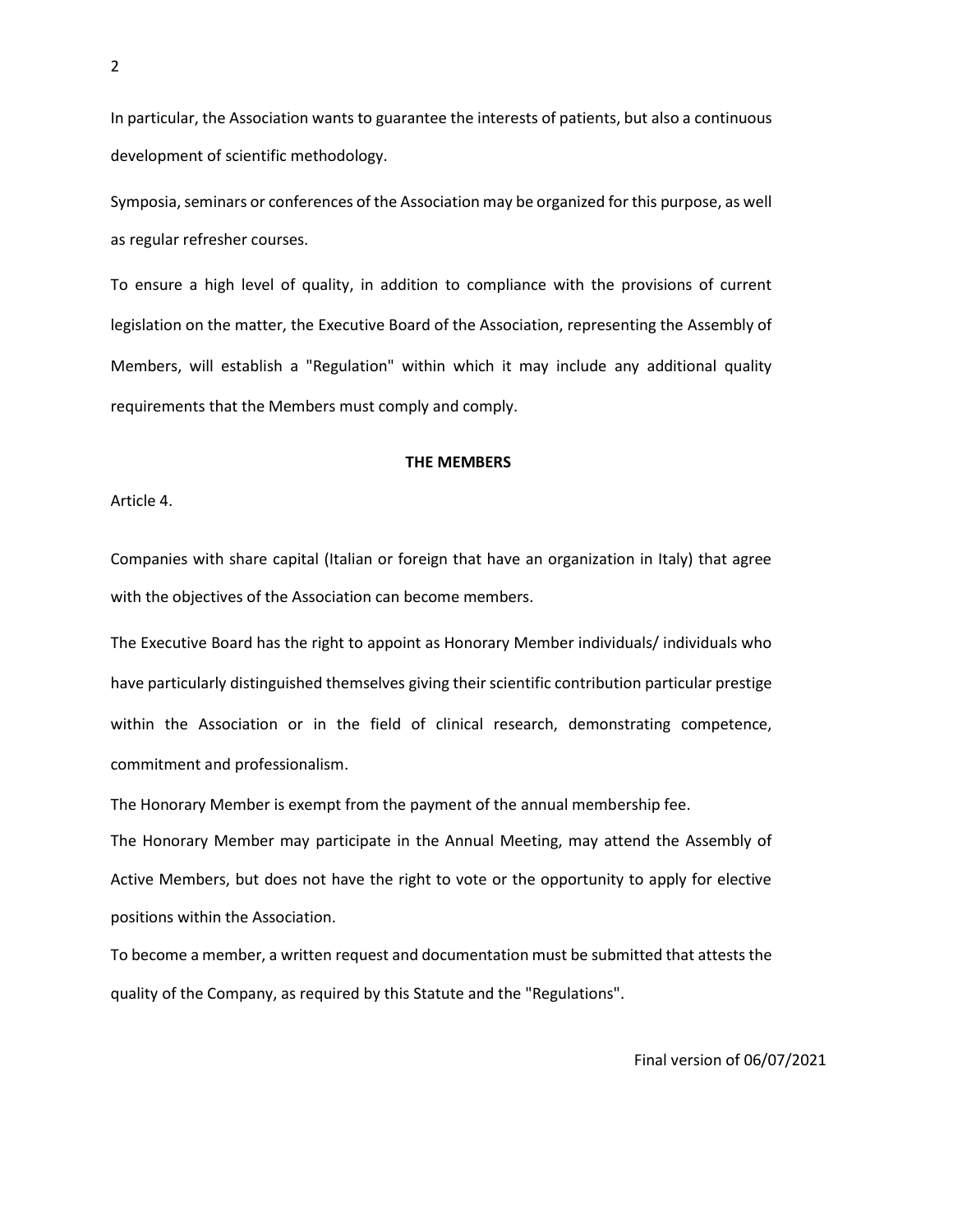In particular, the Association wants to guarantee the interests of patients, but also a continuous development of scientific methodology.

Symposia, seminars or conferences of the Association may be organized for this purpose, as well as regular refresher courses.

To ensure a high level of quality, in addition to compliance with the provisions of current legislation on the matter, the Executive Board of the Association, representing the Assembly of Members, will establish a "Regulation" within which it may include any additional quality requirements that the Members must comply and comply.

## THE MEMBERS

Article 4.

Companies with share capital (Italian or foreign that have an organization in Italy) that agree with the objectives of the Association can become members.

The Executive Board has the right to appoint as Honorary Member individuals/ individuals who have particularly distinguished themselves giving their scientific contribution particular prestige within the Association or in the field of clinical research, demonstrating competence, commitment and professionalism.

The Honorary Member is exempt from the payment of the annual membership fee.

The Honorary Member may participate in the Annual Meeting, may attend the Assembly of Active Members, but does not have the right to vote or the opportunity to apply for elective positions within the Association.

To become a member, a written request and documentation must be submitted that attests the quality of the Company, as required by this Statute and the "Regulations".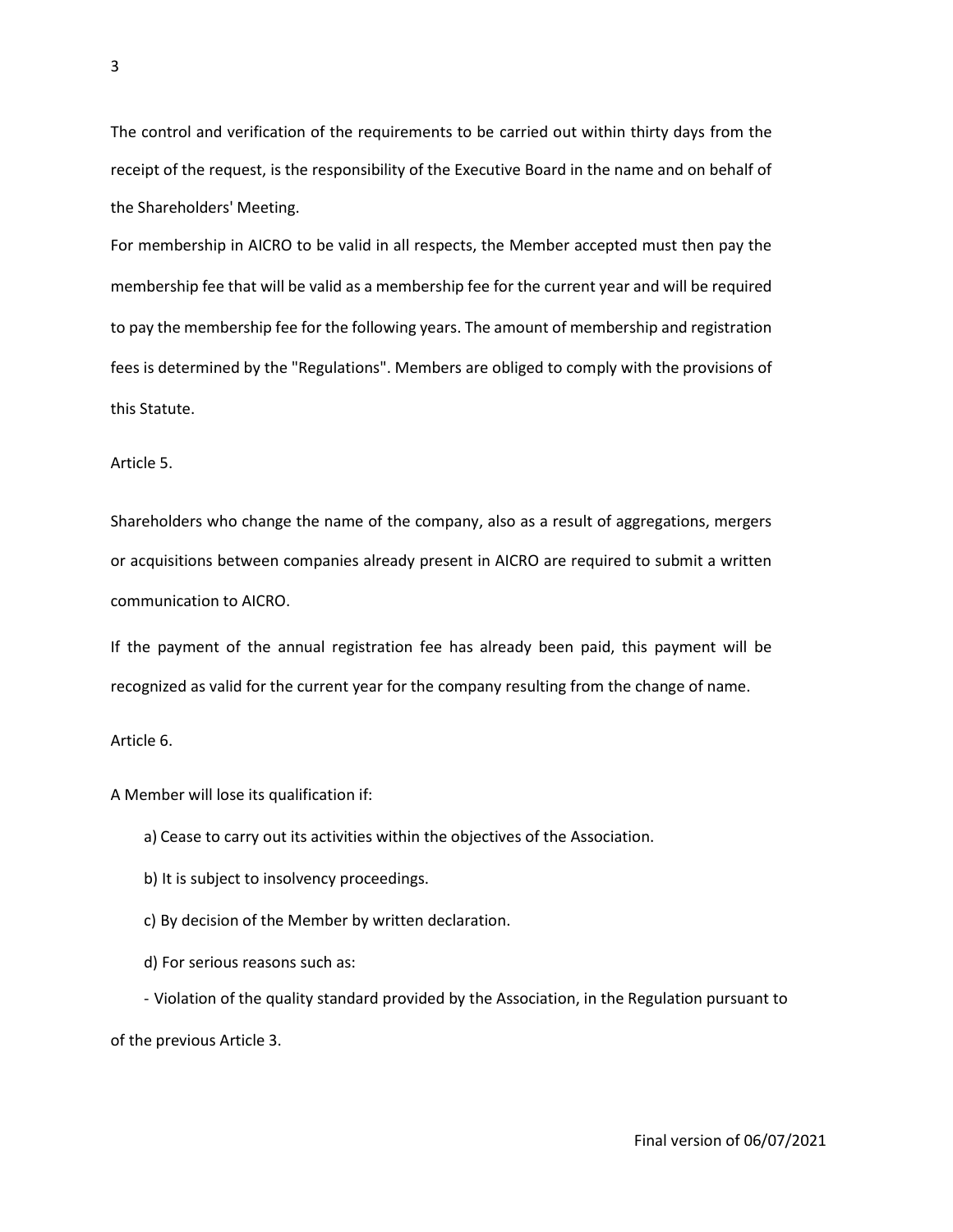The control and verification of the requirements to be carried out within thirty days from the receipt of the request, is the responsibility of the Executive Board in the name and on behalf of the Shareholders' Meeting.

For membership in AICRO to be valid in all respects, the Member accepted must then pay the membership fee that will be valid as a membership fee for the current year and will be required to pay the membership fee for the following years. The amount of membership and registration fees is determined by the "Regulations". Members are obliged to comply with the provisions of this Statute.

Article 5.

Shareholders who change the name of the company, also as a result of aggregations, mergers or acquisitions between companies already present in AICRO are required to submit a written communication to AICRO.

If the payment of the annual registration fee has already been paid, this payment will be recognized as valid for the current year for the company resulting from the change of name.

Article 6.

A Member will lose its qualification if:

a) Cease to carry out its activities within the objectives of the Association.

b) It is subject to insolvency proceedings.

c) By decision of the Member by written declaration.

d) For serious reasons such as:

- Violation of the quality standard provided by the Association, in the Regulation pursuant to of the previous Article 3.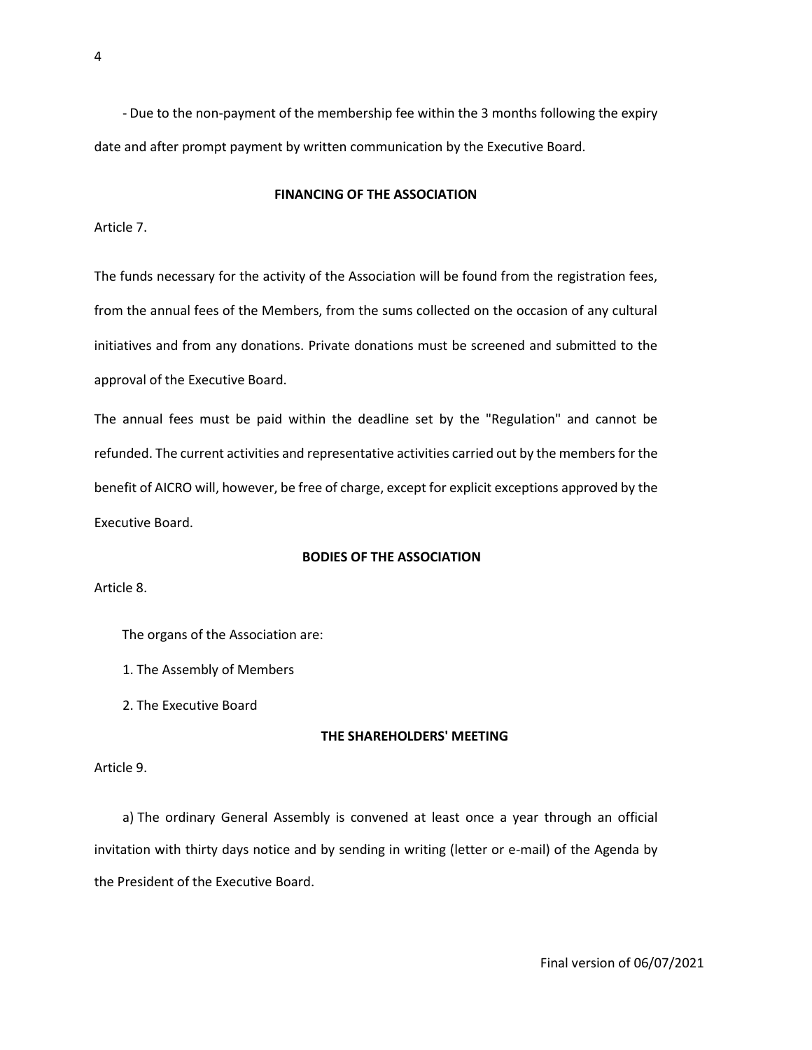- Due to the non-payment of the membership fee within the 3 months following the expiry date and after prompt payment by written communication by the Executive Board.

## FINANCING OF THE ASSOCIATION

Article 7.

The funds necessary for the activity of the Association will be found from the registration fees, from the annual fees of the Members, from the sums collected on the occasion of any cultural initiatives and from any donations. Private donations must be screened and submitted to the approval of the Executive Board.

The annual fees must be paid within the deadline set by the "Regulation" and cannot be refunded. The current activities and representative activities carried out by the members for the benefit of AICRO will, however, be free of charge, except for explicit exceptions approved by the Executive Board.

## BODIES OF THE ASSOCIATION

Article 8.

The organs of the Association are:

1. The Assembly of Members
2. The Executive Board

## THE SHAREHOLDERS' MEETING

Article 9.

a) The ordinary General Assembly is convened at least once a year through an official invitation with thirty days notice and by sending in writing (letter or e-mail) of the Agenda by the President of the Executive Board.

Final version of 06/07/2021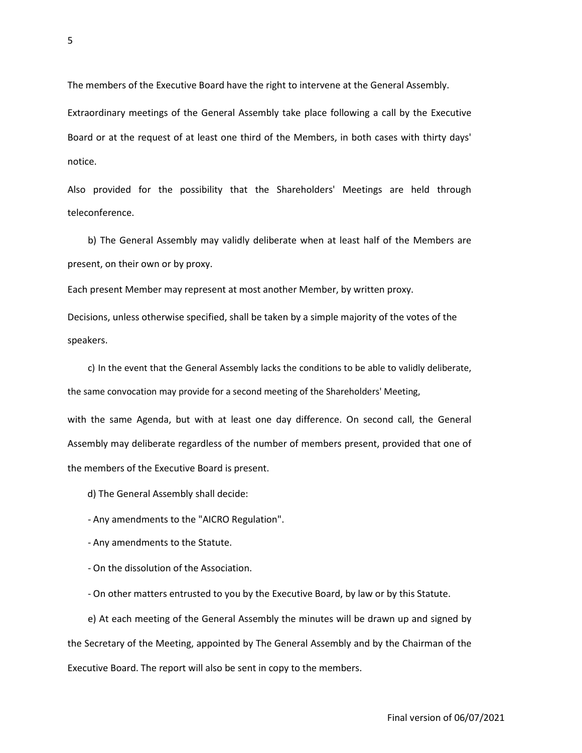The members of the Executive Board have the right to intervene at the General Assembly.

Extraordinary meetings of the General Assembly take place following a call by the Executive Board or at the request of at least one third of the Members, in both cases with thirty days' notice.

Also provided for the possibility that the Shareholders' Meetings are held through teleconference.

b) The General Assembly may validly deliberate when at least half of the Members are present, on their own or by proxy.

Each present Member may represent at most another Member, by written proxy.

Decisions, unless otherwise specified, shall be taken by a simple majority of the votes of the speakers.

c) In the event that the General Assembly lacks the conditions to be able to validly deliberate, the same convocation may provide for a second meeting of the Shareholders' Meeting,

with the same Agenda, but with at least one day difference. On second call, the General Assembly may deliberate regardless of the number of members present, provided that one of the members of the Executive Board is present.

d) The General Assembly shall decide:

- Any amendments to the "AICRO Regulation".
- Any amendments to the Statute.
- On the dissolution of the Association.
- On other matters entrusted to you by the Executive Board, by law or by this Statute.

e) At each meeting of the General Assembly the minutes will be drawn up and signed by the Secretary of the Meeting, appointed by The General Assembly and by the Chairman of the Executive Board. The report will also be sent in copy to the members.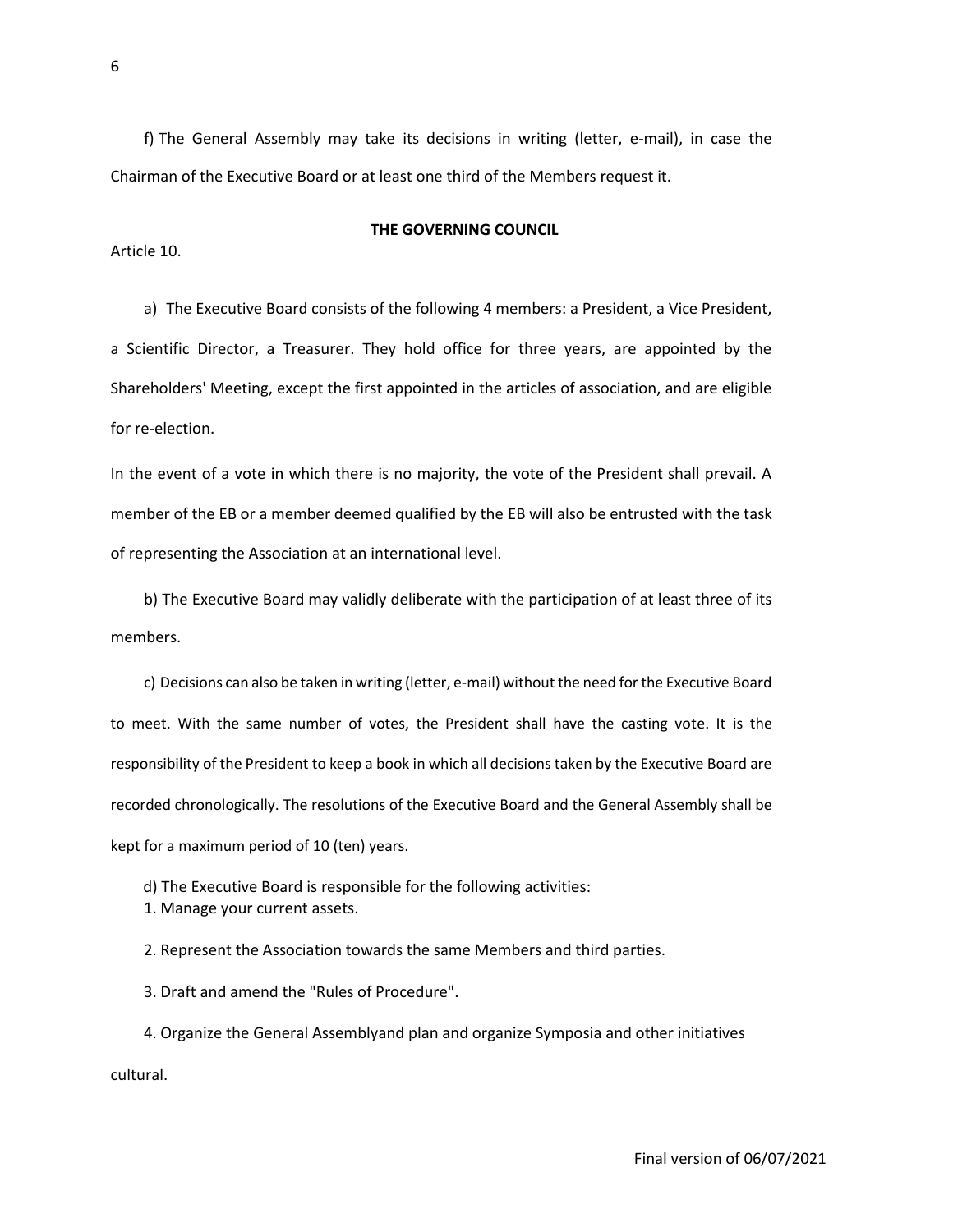f) The General Assembly may take its decisions in writing (letter, e-mail), in case the Chairman of the Executive Board or at least one third of the Members request it.

## THE GOVERNING COUNCIL

Article 10.

a) The Executive Board consists of the following 4 members: a President, a Vice President, a Scientific Director, a Treasurer. They hold office for three years, are appointed by the Shareholders' Meeting, except the first appointed in the articles of association, and are eligible for re-election.

In the event of a vote in which there is no majority, the vote of the President shall prevail. A member of the EB or a member deemed qualified by the EB will also be entrusted with the task of representing the Association at an international level.

b) The Executive Board may validly deliberate with the participation of at least three of its members.

c) Decisions can also be taken in writing (letter, e-mail) without the need for the Executive Board to meet. With the same number of votes, the President shall have the casting vote. It is the responsibility of the President to keep a book in which all decisions taken by the Executive Board are recorded chronologically. The resolutions of the Executive Board and the General Assembly shall be kept for a maximum period of 10 (ten) years.

d) The Executive Board is responsible for the following activities:

1. Manage your current assets.

2. Represent the Association towards the same Members and third parties.

3. Draft and amend the "Rules of Procedure".

4. Organize the General Assemblyand plan and organize Symposia and other initiatives cultural.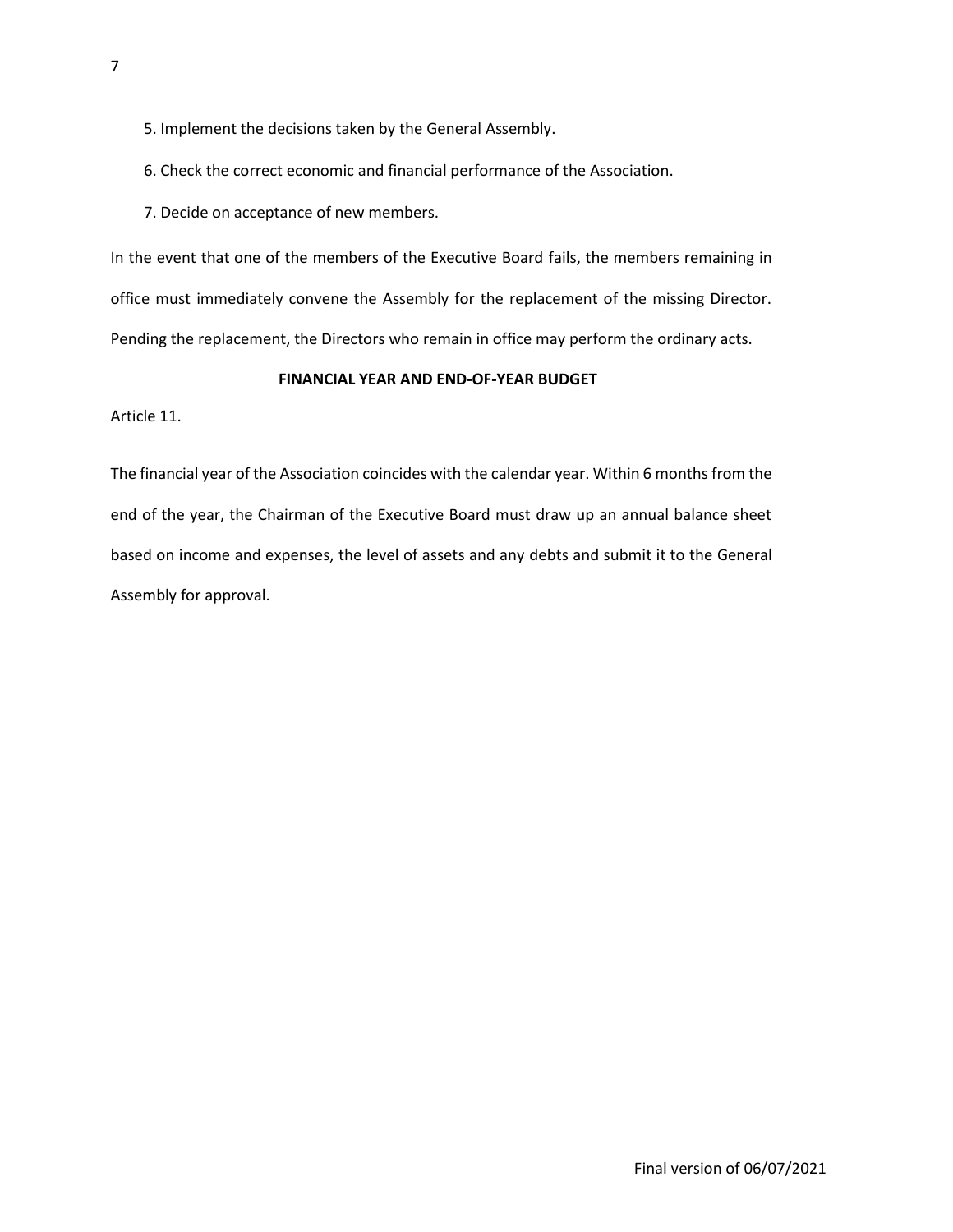5. Implement the decisions taken by the General Assembly.
6. Check the correct economic and financial performance of the Association.
7. Decide on acceptance of new members.

In the event that one of the members of the Executive Board fails, the members remaining in office must immediately convene the Assembly for the replacement of the missing Director. Pending the replacement, the Directors who remain in office may perform the ordinary acts.

**FINANCIAL YEAR AND END-OF-YEAR BUDGET**

Article 11.

The financial year of the Association coincides with the calendar year. Within 6 months from the end of the year, the Chairman of the Executive Board must draw up an annual balance sheet based on income and expenses, the level of assets and any debts and submit it to the General Assembly for approval.